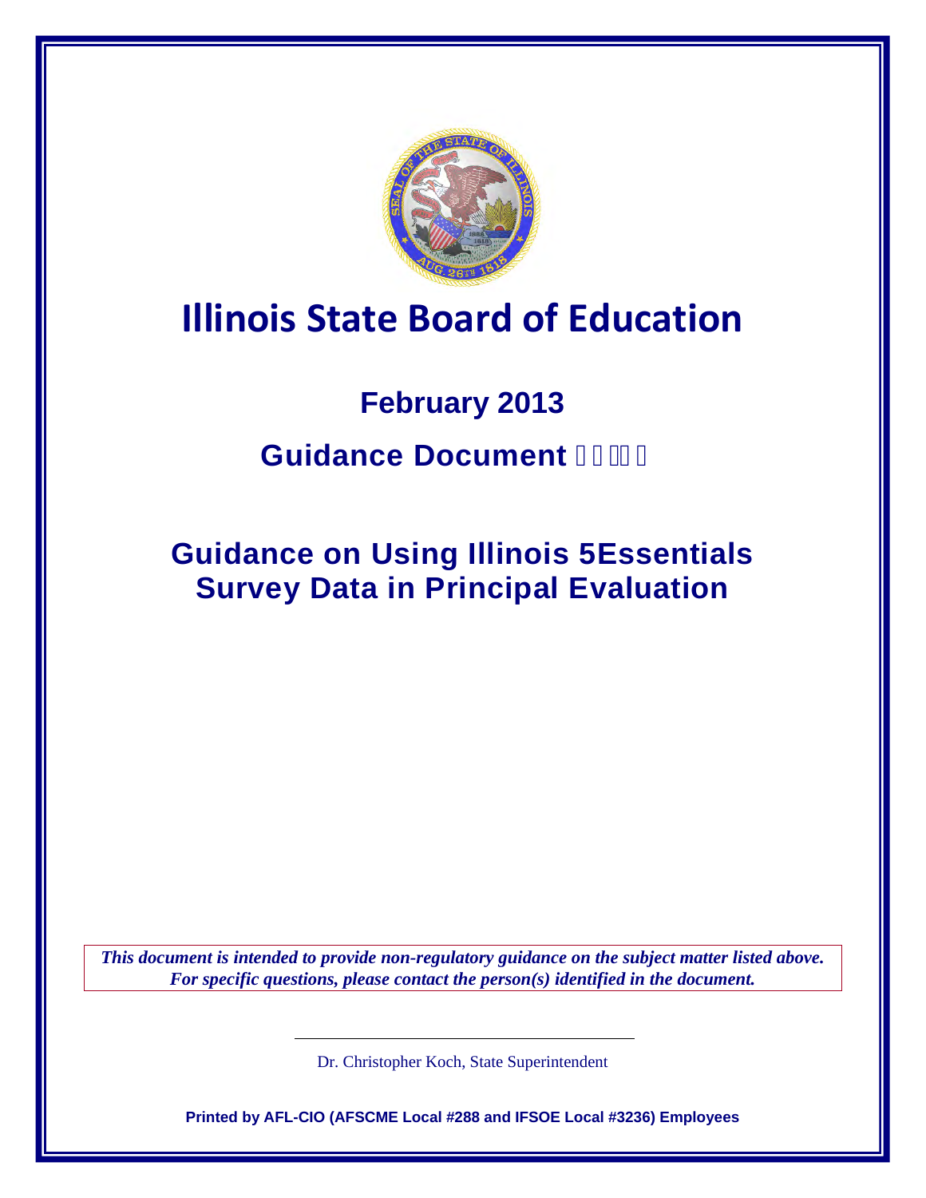# Illinois State Board of Education

## February 2013

## Guidance Document

## Guidance on Using Illinois 5Essentials Survey Data in Principal Evaluation

*This document is intended to provide non-regulatory guidance on the subject matter listed above. For specific questions, please contact the person(s) identified in the document.*

Dr. Christopher Koch, State Superintendent

**Printed by AFL-CIO (AFSCME Local #288 and IFSOE Local #3236) Employees**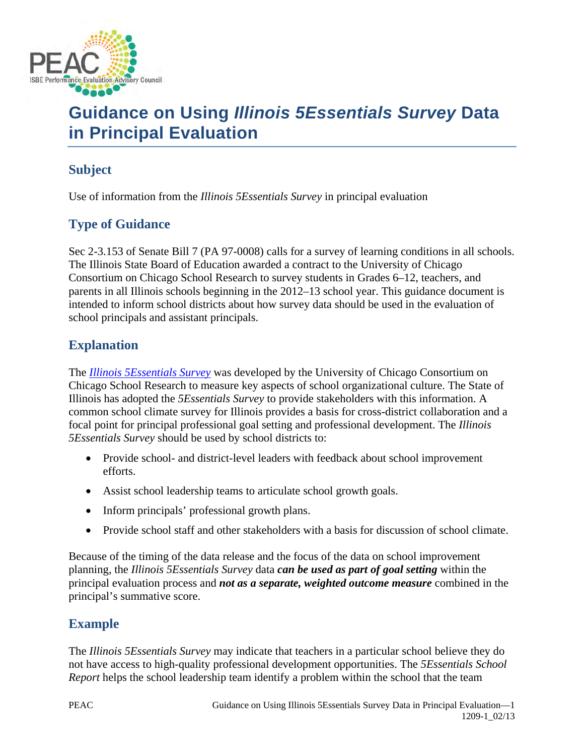# Guidance on Using *Illinois 5Essentials Survey* Data in Principal Evaluation

## Subject

Use of information from the *Illinois 5Essentials Survey* in principal evaluation

## Type of Guidance

Sec 2-3.153 of Senate Bill 7 (PA 97-0008) calls for a survey of learning conditions in all schools. The Illinois State Board of Education awarded a contract to the University of Chicago Consortium on Chicago School Research to survey students in Grades 6–12, teachers, and parents in all Illinois schools beginning in the 2012–13 school year. This guidance document is intended to inform school districts about how survey data should be used in the evaluation of school principals and assistant principals.

## Explanation

The *Illinois 5Essentials Survey* was developed by the University of Chicago Consortium on Chicago School Research to measure key aspects of school organizational culture. The State of Illinois has adopted the *5Essentials Survey* to provide stakeholders with this information. A common school climate survey for Illinois provides a basis for cross-district collaboration and a focal point for principal professional goal setting and professional development. The *Illinois 5Essentials Survey* should be used by school districts to:

- Provide school- and district-level leaders with feedback about school improvement efforts.
- Assist school leadership teams to articulate school growth goals.
- Inform principals' professional growth plans.
- Provide school staff and other stakeholders with a basis for discussion of school climate.

Because of the timing of the data release and the focus of the data on school improvement planning, the *Illinois 5Essentials Survey* data ***can be used as part of goal setting*** within the principal evaluation process and ***not as a separate, weighted outcome measure*** combined in the principal's summative score.

## Example

The *Illinois 5Essentials Survey* may indicate that teachers in a particular school believe they do not have access to high-quality professional development opportunities. The *5Essentials School Report* helps the school leadership team identify a problem within the school that the team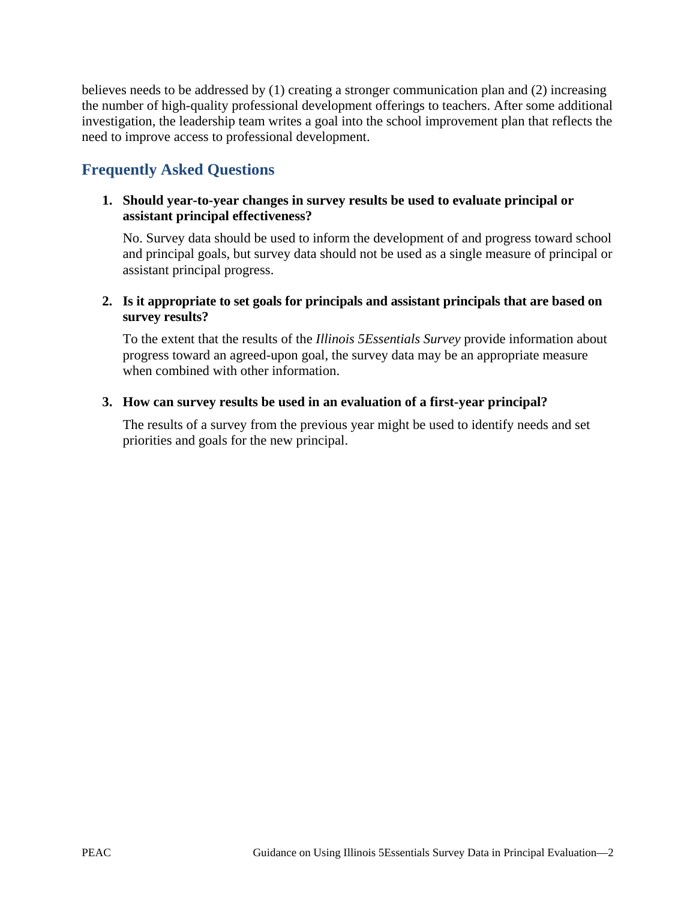believes needs to be addressed by (1) creating a stronger communication plan and (2) increasing the number of high-quality professional development offerings to teachers. After some additional investigation, the leadership team writes a goal into the school improvement plan that reflects the need to improve access to professional development.

## Frequently Asked Questions

1. **Should year-to-year changes in survey results be used to evaluate principal or assistant principal effectiveness?**

   No. Survey data should be used to inform the development of and progress toward school and principal goals, but survey data should not be used as a single measure of principal or assistant principal progress.

2. **Is it appropriate to set goals for principals and assistant principals that are based on survey results?**

   To the extent that the results of the *Illinois 5Essentials Survey* provide information about progress toward an agreed-upon goal, the survey data may be an appropriate measure when combined with other information.

3. **How can survey results be used in an evaluation of a first-year principal?**

   The results of a survey from the previous year might be used to identify needs and set priorities and goals for the new principal.